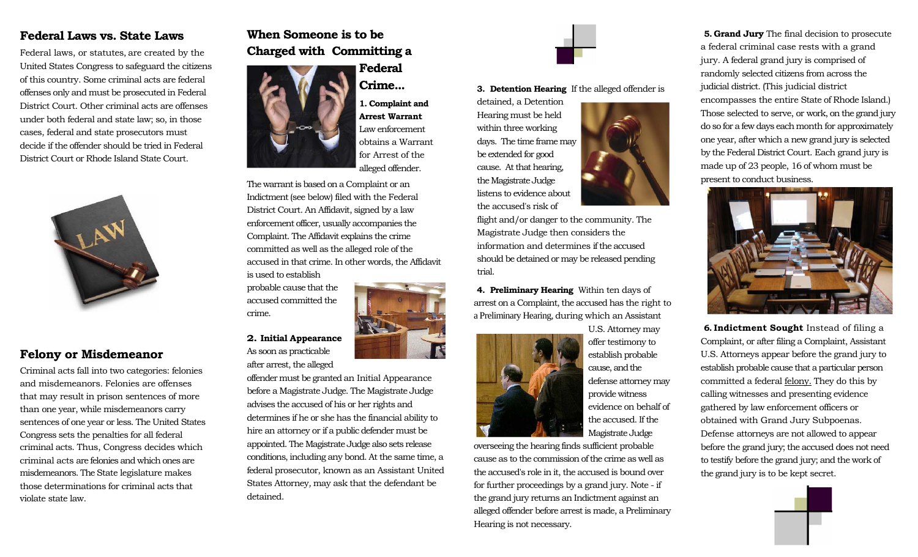## Federal Laws vs. State Laws

Federal laws, or statutes, are created by the United States Congress to safeguard the citizens of this country. Some criminal acts are federal offenses only and must be prosecuted in Federal District Court. Other criminal acts are offenses under both federal and state law; so, in those cases, federal and state prosecutors must decide if the offender should be tried in Federal District Court or Rhode Island State Court.

## Felony or Misdemeanor

Criminal acts fall into two categories: felonies and misdemeanors. Felonies are offenses that may result in prison sentences of more than one year, while misdemeanors carry sentences of one year or less. The United States Congress sets the penalties for all federal criminal acts. Thus, Congress decides which criminal acts are felonies and which ones are misdemeanors. The State legislature makes those determinations for criminal acts that violate state law.

## When Someone is to be Charged with Committing a Federal Crime...

**1. Complaint and Arrest Warrant** Law enforcement obtains a Warrant for Arrest of the alleged offender.

The warrant is based on a Complaint or an Indictment (see below) filed with the Federal District Court. An Affidavit, signed by a law enforcement officer, usually accompanies the Complaint. The Affidavit explains the crime committed as well as the alleged role of the accused in that crime. In other words, the Affidavit is used to establish probable cause that the accused committed the crime.

**2. Initial Appearance** As soon as practicable after arrest, the alleged offender must be granted an Initial Appearance before a Magistrate Judge. The Magistrate Judge advises the accused of his or her rights and determines if he or she has the financial ability to hire an attorney or if a public defender must be appointed. The Magistrate Judge also sets release conditions, including any bond. At the same time, a federal prosecutor, known as an Assistant United States Attorney, may ask that the defendant be detained.

**3. Detention Hearing** If the alleged offender is detained, a Detention Hearing must be held within three working days. The time frame may be extended for good cause. At that hearing, the Magistrate Judge listens to evidence about the accused's risk of flight and/or danger to the community. The Magistrate Judge then considers the information and determines if the accused should be detained or may be released pending trial.

**4. Preliminary Hearing** Within ten days of arrest on a Complaint, the accused has the right to a Preliminary Hearing, during which an Assistant U.S. Attorney may offer testimony to establish probable cause, and the defense attorney may provide witness evidence on behalf of the accused. If the Magistrate Judge overseeing the hearing finds sufficient probable cause as to the commission of the crime as well as the accused's role in it, the accused is bound over for further proceedings by a grand jury. Note - if the grand jury returns an Indictment against an alleged offender before arrest is made, a Preliminary Hearing is not necessary.

**5. Grand Jury** The final decision to prosecute a federal criminal case rests with a grand jury. A federal grand jury is comprised of randomly selected citizens from across the judicial district. (This judicial district encompasses the entire State of Rhode Island.) Those selected to serve, or work, on the grand jury do so for a few days each month for approximately one year, after which a new grand jury is selected by the Federal District Court. Each grand jury is made up of 23 people, 16 of whom must be present to conduct business.

**6. Indictment Sought** Instead of filing a Complaint, or after filing a Complaint, Assistant U.S. Attorneys appear before the grand jury to establish probable cause that a particular person committed a federal felony. They do this by calling witnesses and presenting evidence gathered by law enforcement officers or obtained with Grand Jury Subpoenas. Defense attorneys are not allowed to appear before the grand jury; the accused does not need to testify before the grand jury; and the work of the grand jury is to be kept secret.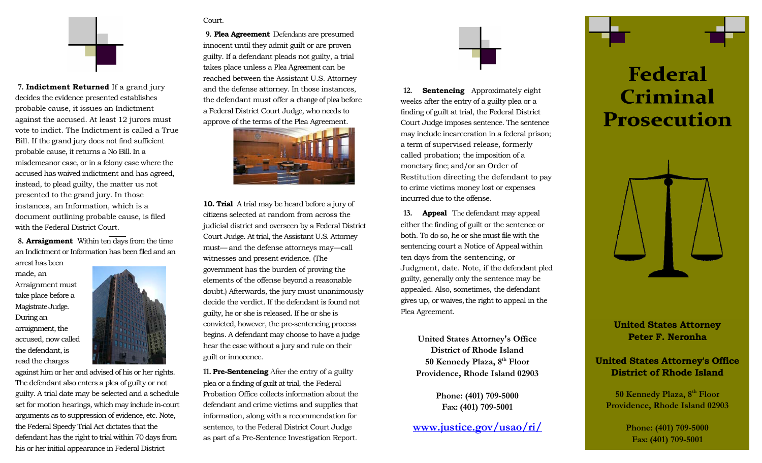**7. Indictment Returned** If a grand jury decides the evidence presented establishes probable cause, it issues an Indictment against the accused. At least 12 jurors must vote to indict. The Indictment is called a True Bill. If the grand jury does not find sufficient probable cause, it returns a No Bill. In a misdemeanor case, or in a felony case where the accused has waived indictment and has agreed, instead, to plead guilty, the matter us not presented to the grand jury. In those instances, an Information, which is a document outlining probable cause, is filed with the Federal District Court.

**8. Arraignment** Within ten days from the time an Indictment or Information has been filed and an arrest has been made, an Arraignment must take place before a Magistrate Judge. During an arraignment, the accused, now called the defendant, is read the charges against him or her and advised of his or her rights. The defendant also enters a plea of guilty or not guilty. A trial date may be selected and a schedule set for motion hearings, which may include in-court arguments as to suppression of evidence, etc. Note, the Federal Speedy Trial Act dictates that the defendant has the right to trial within 70 days from his or her initial appearance in Federal District Court.

**9. Plea Agreement** Defendants are presumed innocent until they admit guilt or are proven guilty. If a defendant pleads not guilty, a trial takes place unless a Plea Agreement can be reached between the Assistant U.S. Attorney and the defense attorney. In those instances, the defendant must offer a change of plea before a Federal District Court Judge, who needs to approve of the terms of the Plea Agreement.

**10. Trial** A trial may be heard before a jury of citizens selected at random from across the judicial district and overseen by a Federal District Court Judge. At trial, the Assistant U.S. Attorney must— and the defense attorneys may—call witnesses and present evidence. (The government has the burden of proving the elements of the offense beyond a reasonable doubt.) Afterwards, the jury must unanimously decide the verdict. If the defendant is found not guilty, he or she is released. If he or she is convicted, however, the pre-sentencing process begins. A defendant may choose to have a judge hear the case without a jury and rule on their guilt or innocence.

**11. Pre-Sentencing** After the entry of a guilty plea or a finding of guilt at trial, the Federal Probation Office collects information about the defendant and crime victims and supplies that information, along with a recommendation for sentence, to the Federal District Court Judge as part of a Pre-Sentence Investigation Report.

**12. Sentencing** Approximately eight weeks after the entry of a guilty plea or a finding of guilt at trial, the Federal District Court Judge imposes sentence. The sentence may include incarceration in a federal prison; a term of supervised release, formerly called probation; the imposition of a monetary fine; and/or an Order of Restitution directing the defendant to pay to crime victims money lost or expenses incurred due to the offense.

**13. Appeal** The defendant may appeal either the finding of guilt or the sentence or both. To do so, he or she must file with the sentencing court a Notice of Appeal within ten days from the sentencing, or Judgment, date. Note, if the defendant pled guilty, generally only the sentence may be appealed. Also, sometimes, the defendant gives up, or waives, the right to appeal in the Plea Agreement.

**United States Attorney's Office**
**District of Rhode Island**
**50 Kennedy Plaza, 8th Floor**
**Providence, Rhode Island 02903**

**Phone: (401) 709-5000**
**Fax: (401) 709-5001**

**www.justice.gov/usao/ri/**

# Federal Criminal Prosecution

**United States Attorney**
**Peter F. Neronha**

**United States Attorney's Office**
**District of Rhode Island**

**50 Kennedy Plaza, 8th Floor**
**Providence, Rhode Island 02903**

**Phone: (401) 709-5000**
**Fax: (401) 709-5001**